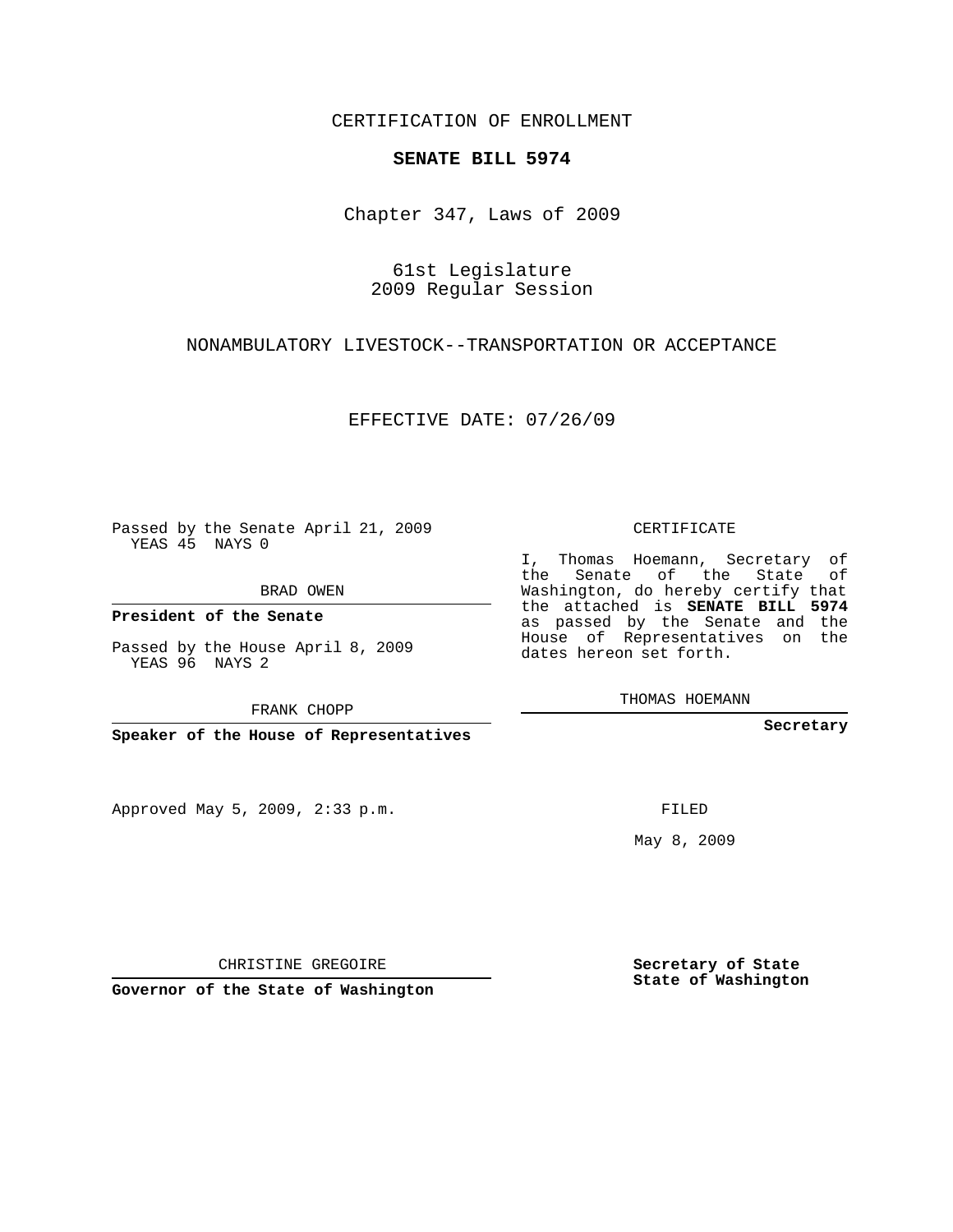CERTIFICATION OF ENROLLMENT

**SENATE BILL 5974**

Chapter 347, Laws of 2009

61st Legislature
2009 Regular Session

NONAMBULATORY LIVESTOCK--TRANSPORTATION OR ACCEPTANCE

EFFECTIVE DATE: 07/26/09

Passed by the Senate April 21, 2009
YEAS 45 NAYS 0

BRAD OWEN

**President of the Senate**

Passed by the House April 8, 2009
YEAS 96 NAYS 2

FRANK CHOPP

**Speaker of the House of Representatives**

Approved May 5, 2009, 2:33 p.m.

CHRISTINE GREGOIRE

**Governor of the State of Washington**

CERTIFICATE

I, Thomas Hoemann, Secretary of the Senate of the State of Washington, do hereby certify that the attached is **SENATE BILL 5974** as passed by the Senate and the House of Representatives on the dates hereon set forth.

THOMAS HOEMANN

**Secretary**

FILED

May 8, 2009

**Secretary of State**
**State of Washington**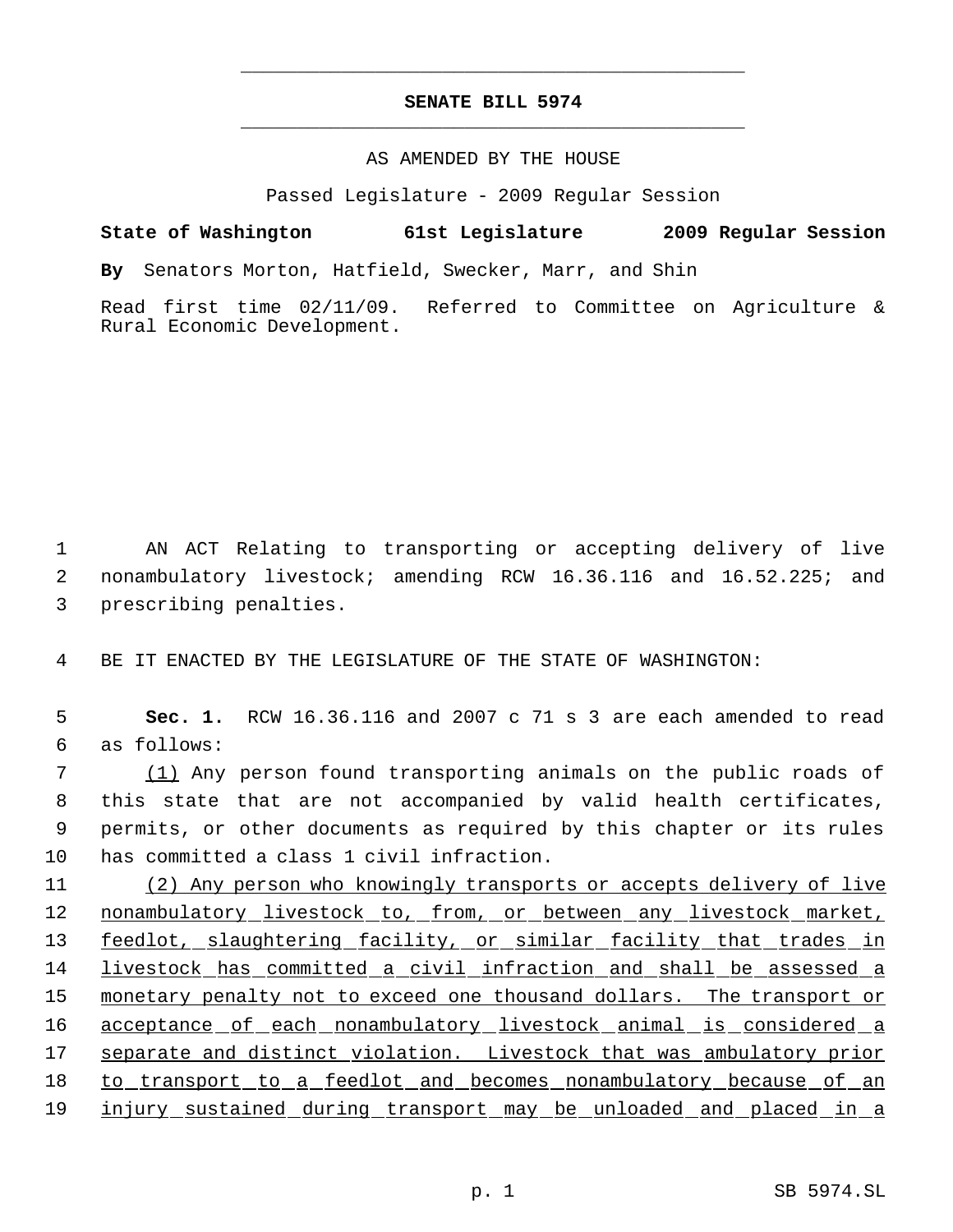**SENATE BILL 5974**

AS AMENDED BY THE HOUSE

Passed Legislature - 2009 Regular Session

**State of Washington 61st Legislature 2009 Regular Session**

**By** Senators Morton, Hatfield, Swecker, Marr, and Shin

Read first time 02/11/09. Referred to Committee on Agriculture & Rural Economic Development.

1 AN ACT Relating to transporting or accepting delivery of live
2 nonambulatory livestock; amending RCW 16.36.116 and 16.52.225; and
3 prescribing penalties.

4 BE IT ENACTED BY THE LEGISLATURE OF THE STATE OF WASHINGTON:

5 **Sec. 1.** RCW 16.36.116 and 2007 c 71 s 3 are each amended to read
6 as follows:

7 <u>(1)</u> Any person found transporting animals on the public roads of
8 this state that are not accompanied by valid health certificates,
9 permits, or other documents as required by this chapter or its rules
10 has committed a class 1 civil infraction.

11 <u>(2) Any person who knowingly transports or accepts delivery of live</u>
12 <u>nonambulatory livestock to, from, or between any livestock market,</u>
13 <u>feedlot, slaughtering facility, or similar facility that trades in</u>
14 <u>livestock has committed a civil infraction and shall be assessed a</u>
15 <u>monetary penalty not to exceed one thousand dollars. The transport or</u>
16 <u>acceptance of each nonambulatory livestock animal is considered a</u>
17 <u>separate and distinct violation. Livestock that was ambulatory prior</u>
18 <u>to transport to a feedlot and becomes nonambulatory because of an</u>
19 <u>injury sustained during transport may be unloaded and placed in a</u>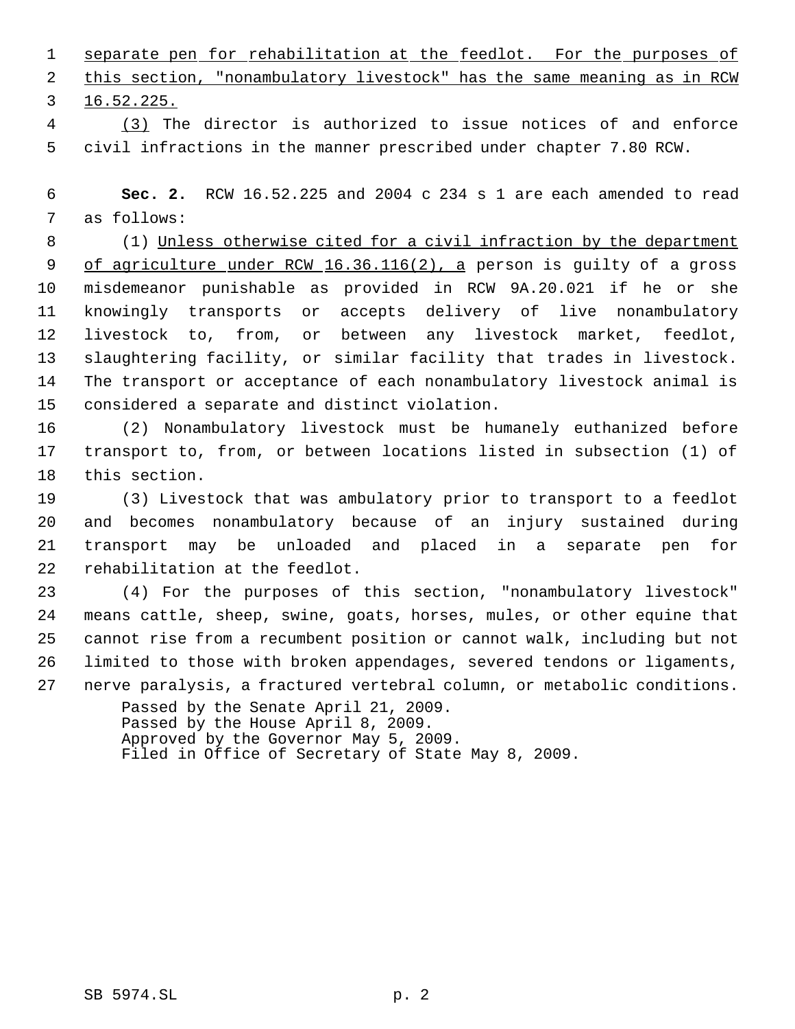separate pen for rehabilitation at the feedlot. For the purposes of this section, "nonambulatory livestock" has the same meaning as in RCW 16.52.225.

(3) The director is authorized to issue notices of and enforce civil infractions in the manner prescribed under chapter 7.80 RCW.

**Sec. 2.** RCW 16.52.225 and 2004 c 234 s 1 are each amended to read as follows:

(1) Unless otherwise cited for a civil infraction by the department of agriculture under RCW 16.36.116(2), a person is guilty of a gross misdemeanor punishable as provided in RCW 9A.20.021 if he or she knowingly transports or accepts delivery of live nonambulatory livestock to, from, or between any livestock market, feedlot, slaughtering facility, or similar facility that trades in livestock. The transport or acceptance of each nonambulatory livestock animal is considered a separate and distinct violation.

(2) Nonambulatory livestock must be humanely euthanized before transport to, from, or between locations listed in subsection (1) of this section.

(3) Livestock that was ambulatory prior to transport to a feedlot and becomes nonambulatory because of an injury sustained during transport may be unloaded and placed in a separate pen for rehabilitation at the feedlot.

(4) For the purposes of this section, "nonambulatory livestock" means cattle, sheep, swine, goats, horses, mules, or other equine that cannot rise from a recumbent position or cannot walk, including but not limited to those with broken appendages, severed tendons or ligaments, nerve paralysis, a fractured vertebral column, or metabolic conditions.

Passed by the Senate April 21, 2009.
Passed by the House April 8, 2009.
Approved by the Governor May 5, 2009.
Filed in Office of Secretary of State May 8, 2009.